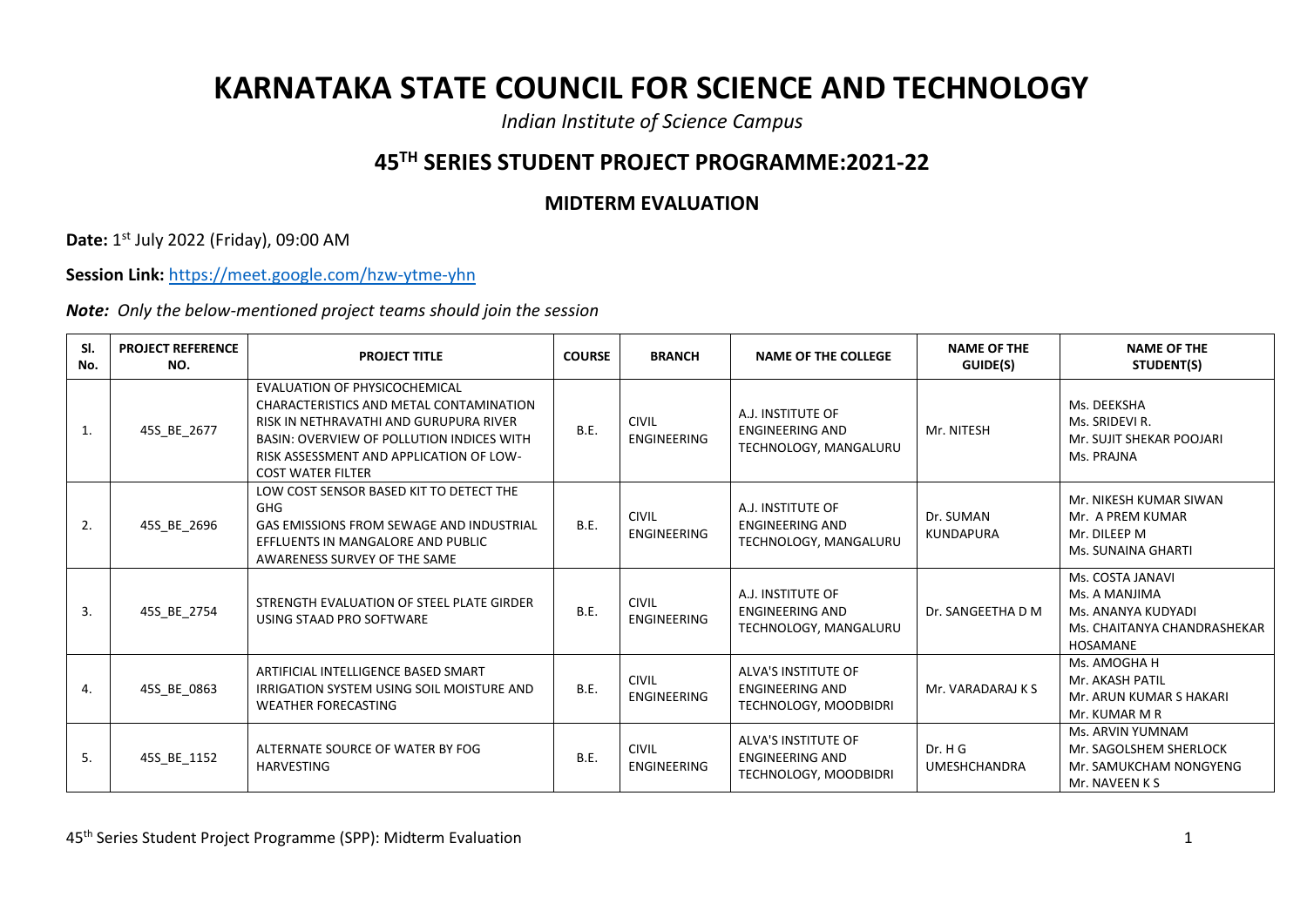# KARNATAKA STATE COUNCIL FOR SCIENCE AND TECHNOLOGY

*Indian Institute of Science Campus*

## 45TH SERIES STUDENT PROJECT PROGRAMME:2021-22

### MIDTERM EVALUATION

**Date:** 1st July 2022 (Friday), 09:00 AM

**Session Link:** https://meet.google.com/hzw-ytme-yhn

***Note:*** *Only the below-mentioned project teams should join the session*

| Sl. No. | PROJECT REFERENCE NO. | PROJECT TITLE | COURSE | BRANCH | NAME OF THE COLLEGE | NAME OF THE GUIDE(S) | NAME OF THE STUDENT(S) |
|---|---|---|---|---|---|---|---|
| 1. | 45S_BE_2677 | EVALUATION OF PHYSICOCHEMICAL CHARACTERISTICS AND METAL CONTAMINATION RISK IN NETHRAVATHI AND GURUPURA RIVER BASIN: OVERVIEW OF POLLUTION INDICES WITH RISK ASSESSMENT AND APPLICATION OF LOW-COST WATER FILTER | B.E. | CIVIL ENGINEERING | A.J. INSTITUTE OF ENGINEERING AND TECHNOLOGY, MANGALURU | Mr. NITESH | Ms. DEEKSHA<br>Ms. SRIDEVI R.<br>Mr. SUJIT SHEKAR POOJARI<br>Ms. PRAJNA |
| 2. | 45S_BE_2696 | LOW COST SENSOR BASED KIT TO DETECT THE GHG<br>GAS EMISSIONS FROM SEWAGE AND INDUSTRIAL EFFLUENTS IN MANGALORE AND PUBLIC AWARENESS SURVEY OF THE SAME | B.E. | CIVIL ENGINEERING | A.J. INSTITUTE OF ENGINEERING AND TECHNOLOGY, MANGALURU | Dr. SUMAN KUNDAPURA | Mr. NIKESH KUMAR SIWAN<br>Mr. A PREM KUMAR<br>Mr. DILEEP M<br>Ms. SUNAINA GHARTI |
| 3. | 45S_BE_2754 | STRENGTH EVALUATION OF STEEL PLATE GIRDER USING STAAD PRO SOFTWARE | B.E. | CIVIL ENGINEERING | A.J. INSTITUTE OF ENGINEERING AND TECHNOLOGY, MANGALURU | Dr. SANGEETHA D M | Ms. COSTA JANAVI<br>Ms. A MANJIMA<br>Ms. ANANYA KUDYADI<br>Ms. CHAITANYA CHANDRASHEKAR HOSAMANE |
| 4. | 45S_BE_0863 | ARTIFICIAL INTELLIGENCE BASED SMART IRRIGATION SYSTEM USING SOIL MOISTURE AND WEATHER FORECASTING | B.E. | CIVIL ENGINEERING | ALVA'S INSTITUTE OF ENGINEERING AND TECHNOLOGY, MOODBIDRI | Mr. VARADARAJ K S | Ms. AMOGHA H<br>Mr. AKASH PATIL<br>Mr. ARUN KUMAR S HAKARI<br>Mr. KUMAR M R |
| 5. | 45S_BE_1152 | ALTERNATE SOURCE OF WATER BY FOG HARVESTING | B.E. | CIVIL ENGINEERING | ALVA'S INSTITUTE OF ENGINEERING AND TECHNOLOGY, MOODBIDRI | Dr. H G UMESHCHANDRA | Ms. ARVIN YUMNAM<br>Mr. SAGOLSHEM SHERLOCK<br>Mr. SAMUKCHAM NONGYENG<br>Mr. NAVEEN K S |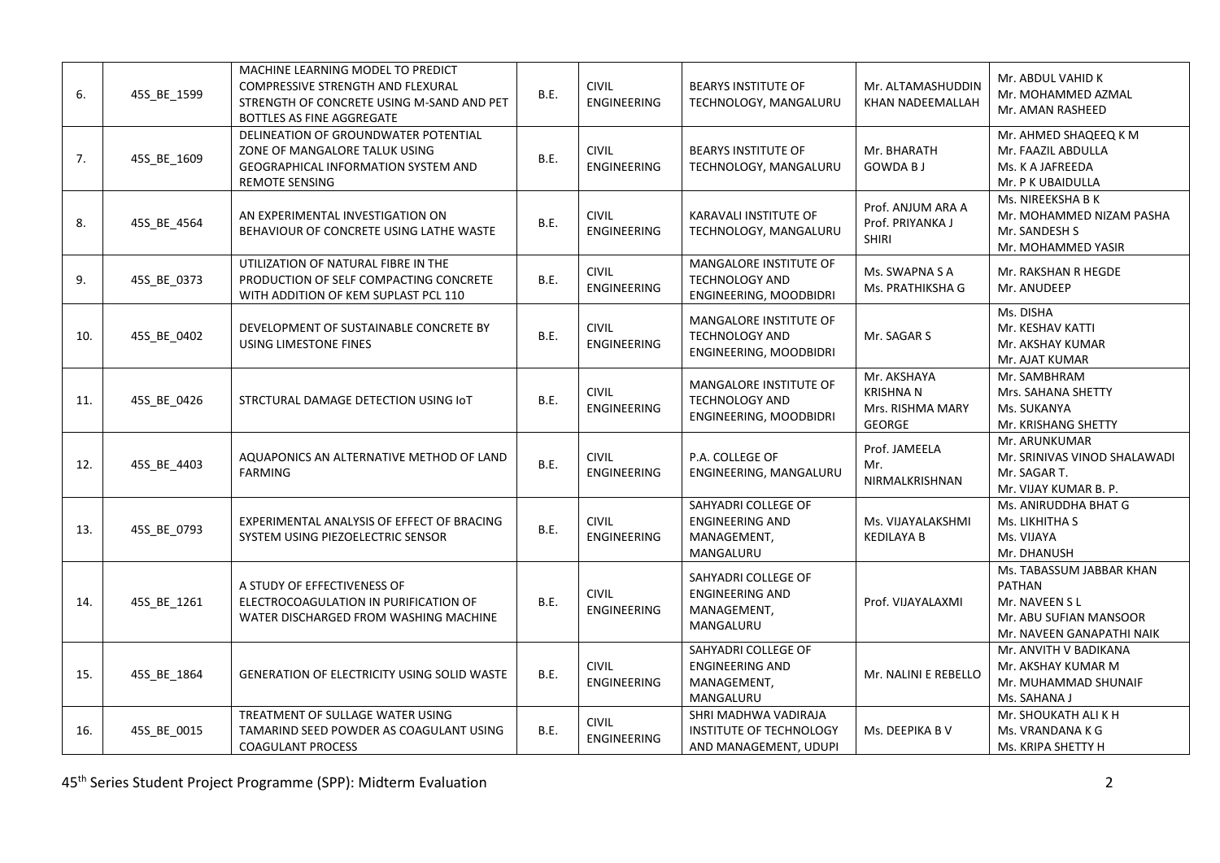| 6. | 45S_BE_1599 | MACHINE LEARNING MODEL TO PREDICT COMPRESSIVE STRENGTH AND FLEXURAL STRENGTH OF CONCRETE USING M-SAND AND PET BOTTLES AS FINE AGGREGATE | B.E. | CIVIL ENGINEERING | BEARYS INSTITUTE OF TECHNOLOGY, MANGALURU | Mr. ALTAMASHUDDIN KHAN NADEEMALLAH | Mr. ABDUL VAHID K<br>Mr. MOHAMMED AZMAL<br>Mr. AMAN RASHEED |
|---|---|---|---|---|---|---|---|
| 7. | 45S_BE_1609 | DELINEATION OF GROUNDWATER POTENTIAL ZONE OF MANGALORE TALUK USING GEOGRAPHICAL INFORMATION SYSTEM AND REMOTE SENSING | B.E. | CIVIL ENGINEERING | BEARYS INSTITUTE OF TECHNOLOGY, MANGALURU | Mr. BHARATH GOWDA B J | Mr. AHMED SHAQEEQ K M<br>Mr. FAAZIL ABDULLA<br>Ms. K A JAFREEDA<br>Mr. P K UBAIDULLA |
| 8. | 45S_BE_4564 | AN EXPERIMENTAL INVESTIGATION ON BEHAVIOUR OF CONCRETE USING LATHE WASTE | B.E. | CIVIL ENGINEERING | KARAVALI INSTITUTE OF TECHNOLOGY, MANGALURU | Prof. ANJUM ARA A<br>Prof. PRIYANKA J SHIRI | Ms. NIREEKSHA B K<br>Mr. MOHAMMED NIZAM PASHA<br>Mr. SANDESH S<br>Mr. MOHAMMED YASIR |
| 9. | 45S_BE_0373 | UTILIZATION OF NATURAL FIBRE IN THE PRODUCTION OF SELF COMPACTING CONCRETE WITH ADDITION OF KEM SUPLAST PCL 110 | B.E. | CIVIL ENGINEERING | MANGALORE INSTITUTE OF TECHNOLOGY AND ENGINEERING, MOODBIDRI | Ms. SWAPNA S A<br>Ms. PRATHIKSHA G | Mr. RAKSHAN R HEGDE<br>Mr. ANUDEEP |
| 10. | 45S_BE_0402 | DEVELOPMENT OF SUSTAINABLE CONCRETE BY USING LIMESTONE FINES | B.E. | CIVIL ENGINEERING | MANGALORE INSTITUTE OF TECHNOLOGY AND ENGINEERING, MOODBIDRI | Mr. SAGAR S | Ms. DISHA<br>Mr. KESHAV KATTI<br>Mr. AKSHAY KUMAR<br>Mr. AJAT KUMAR |
| 11. | 45S_BE_0426 | STRCTURAL DAMAGE DETECTION USING IoT | B.E. | CIVIL ENGINEERING | MANGALORE INSTITUTE OF TECHNOLOGY AND ENGINEERING, MOODBIDRI | Mr. AKSHAYA KRISHNA N<br>Mrs. RISHMA MARY GEORGE | Mr. SAMBHRAM<br>Mrs. SAHANA SHETTY<br>Ms. SUKANYA<br>Mr. KRISHANG SHETTY |
| 12. | 45S_BE_4403 | AQUAPONICS AN ALTERNATIVE METHOD OF LAND FARMING | B.E. | CIVIL ENGINEERING | P.A. COLLEGE OF ENGINEERING, MANGALURU | Prof. JAMEELA<br>Mr. NIRMALKRISHNAN | Mr. ARUNKUMAR<br>Mr. SRINIVAS VINOD SHALAWADI<br>Mr. SAGAR T.<br>Mr. VIJAY KUMAR B. P. |
| 13. | 45S_BE_0793 | EXPERIMENTAL ANALYSIS OF EFFECT OF BRACING SYSTEM USING PIEZOELECTRIC SENSOR | B.E. | CIVIL ENGINEERING | SAHYADRI COLLEGE OF ENGINEERING AND MANAGEMENT, MANGALURU | Ms. VIJAYALAKSHMI KEDILAYA B | Ms. ANIRUDDHA BHAT G<br>Ms. LIKHITHA S<br>Ms. VIJAYA<br>Mr. DHANUSH |
| 14. | 45S_BE_1261 | A STUDY OF EFFECTIVENESS OF ELECTROCOAGULATION IN PURIFICATION OF WATER DISCHARGED FROM WASHING MACHINE | B.E. | CIVIL ENGINEERING | SAHYADRI COLLEGE OF ENGINEERING AND MANAGEMENT, MANGALURU | Prof. VIJAYALAXMI | Ms. TABASSUM JABBAR KHAN PATHAN<br>Mr. NAVEEN S L<br>Mr. ABU SUFIAN MANSOOR<br>Mr. NAVEEN GANAPATHI NAIK |
| 15. | 45S_BE_1864 | GENERATION OF ELECTRICITY USING SOLID WASTE | B.E. | CIVIL ENGINEERING | SAHYADRI COLLEGE OF ENGINEERING AND MANAGEMENT, MANGALURU | Mr. NALINI E REBELLO | Mr. ANVITH V BADIKANA<br>Mr. AKSHAY KUMAR M<br>Mr. MUHAMMAD SHUNAIF<br>Ms. SAHANA J |
| 16. | 45S_BE_0015 | TREATMENT OF SULLAGE WATER USING TAMARIND SEED POWDER AS COAGULANT USING COAGULANT PROCESS | B.E. | CIVIL ENGINEERING | SHRI MADHWA VADIRAJA INSTITUTE OF TECHNOLOGY AND MANAGEMENT, UDUPI | Ms. DEEPIKA B V | Mr. SHOUKATH ALI K H<br>Ms. VRANDANA K G<br>Ms. KRIPA SHETTY H |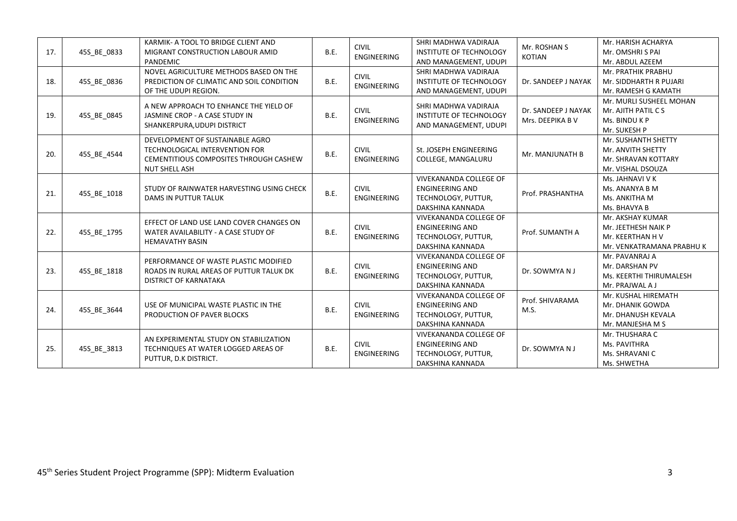| | | | | | | | |
|---|---|---|---|---|---|---|---|
| 17. | 45S_BE_0833 | KARMIK- A TOOL TO BRIDGE CLIENT AND MIGRANT CONSTRUCTION LABOUR AMID PANDEMIC | B.E. | CIVIL ENGINEERING | SHRI MADHWA VADIRAJA INSTITUTE OF TECHNOLOGY AND MANAGEMENT, UDUPI | Mr. ROSHAN S KOTIAN | Mr. HARISH ACHARYA<br>Mr. OMSHRI S PAI<br>Mr. ABDUL AZEEM |
| 18. | 45S_BE_0836 | NOVEL AGRICULTURE METHODS BASED ON THE PREDICTION OF CLIMATIC AND SOIL CONDITION OF THE UDUPI REGION. | B.E. | CIVIL ENGINEERING | SHRI MADHWA VADIRAJA INSTITUTE OF TECHNOLOGY AND MANAGEMENT, UDUPI | Dr. SANDEEP J NAYAK | Mr. PRATHIK PRABHU<br>Mr. SIDDHARTH R PUJARI<br>Mr. RAMESH G KAMATH |
| 19. | 45S_BE_0845 | A NEW APPROACH TO ENHANCE THE YIELD OF JASMINE CROP - A CASE STUDY IN SHANKERPURA,UDUPI DISTRICT | B.E. | CIVIL ENGINEERING | SHRI MADHWA VADIRAJA INSTITUTE OF TECHNOLOGY AND MANAGEMENT, UDUPI | Dr. SANDEEP J NAYAK<br>Mrs. DEEPIKA B V | Mr. MURLI SUSHEEL MOHAN<br>Mr. AJITH PATIL C S<br>Ms. BINDU K P<br>Mr. SUKESH P |
| 20. | 45S_BE_4544 | DEVELOPMENT OF SUSTAINABLE AGRO TECHNOLOGICAL INTERVENTION FOR CEMENTITIOUS COMPOSITES THROUGH CASHEW NUT SHELL ASH | B.E. | CIVIL ENGINEERING | St. JOSEPH ENGINEERING COLLEGE, MANGALURU | Mr. MANJUNATH B | Mr. SUSHANTH SHETTY<br>Mr. ANVITH SHETTY<br>Mr. SHRAVAN KOTTARY<br>Mr. VISHAL DSOUZA |
| 21. | 45S_BE_1018 | STUDY OF RAINWATER HARVESTING USING CHECK DAMS IN PUTTUR TALUK | B.E. | CIVIL ENGINEERING | VIVEKANANDA COLLEGE OF ENGINEERING AND TECHNOLOGY, PUTTUR, DAKSHINA KANNADA | Prof. PRASHANTHA | Ms. JAHNAVI V K<br>Ms. ANANYA B M<br>Ms. ANKITHA M<br>Ms. BHAVYA B |
| 22. | 45S_BE_1795 | EFFECT OF LAND USE LAND COVER CHANGES ON WATER AVAILABILITY - A CASE STUDY OF HEMAVATHY BASIN | B.E. | CIVIL ENGINEERING | VIVEKANANDA COLLEGE OF ENGINEERING AND TECHNOLOGY, PUTTUR, DAKSHINA KANNADA | Prof. SUMANTH A | Mr. AKSHAY KUMAR<br>Mr. JEETHESH NAIK P<br>Mr. KEERTHAN H V<br>Mr. VENKATRAMANA PRABHU K |
| 23. | 45S_BE_1818 | PERFORMANCE OF WASTE PLASTIC MODIFIED ROADS IN RURAL AREAS OF PUTTUR TALUK DK DISTRICT OF KARNATAKA | B.E. | CIVIL ENGINEERING | VIVEKANANDA COLLEGE OF ENGINEERING AND TECHNOLOGY, PUTTUR, DAKSHINA KANNADA | Dr. SOWMYA N J | Mr. PAVANRAJ A<br>Mr. DARSHAN PV<br>Ms. KEERTHI THIRUMALESH<br>Mr. PRAJWAL A J |
| 24. | 45S_BE_3644 | USE OF MUNICIPAL WASTE PLASTIC IN THE PRODUCTION OF PAVER BLOCKS | B.E. | CIVIL ENGINEERING | VIVEKANANDA COLLEGE OF ENGINEERING AND TECHNOLOGY, PUTTUR, DAKSHINA KANNADA | Prof. SHIVARAMA M.S. | Mr. KUSHAL HIREMATH<br>Mr. DHANIK GOWDA<br>Mr. DHANUSH KEVALA<br>Mr. MANJESHA M S |
| 25. | 45S_BE_3813 | AN EXPERIMENTAL STUDY ON STABILIZATION TECHNIQUES AT WATER LOGGED AREAS OF PUTTUR, D.K DISTRICT. | B.E. | CIVIL ENGINEERING | VIVEKANANDA COLLEGE OF ENGINEERING AND TECHNOLOGY, PUTTUR, DAKSHINA KANNADA | Dr. SOWMYA N J | Mr. THUSHARA C<br>Ms. PAVITHRA<br>Ms. SHRAVANI C<br>Ms. SHWETHA |